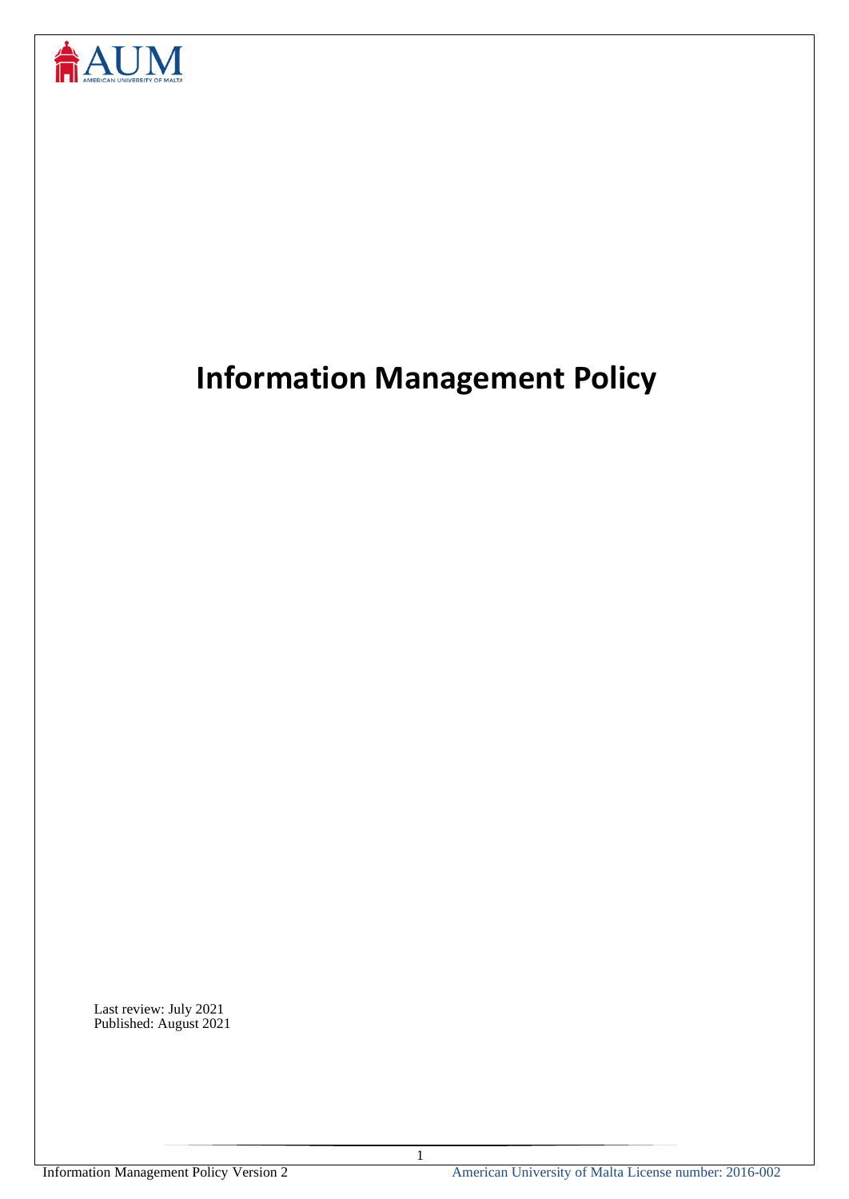# Information Management Policy

Last review: July 2021
Published: August 2021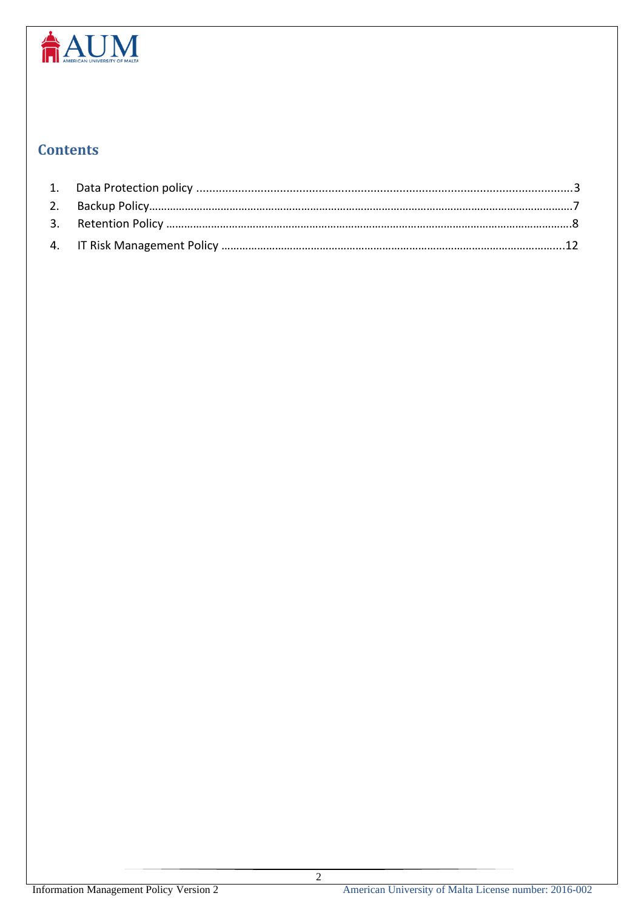## Contents

1. Data Protection policy ....................................................................................................................3
2. Backup Policy..........................................................................................................................................7
3. Retention Policy ......................................................................................................................................8
4. IT Risk Management Policy ..................................................................................................................12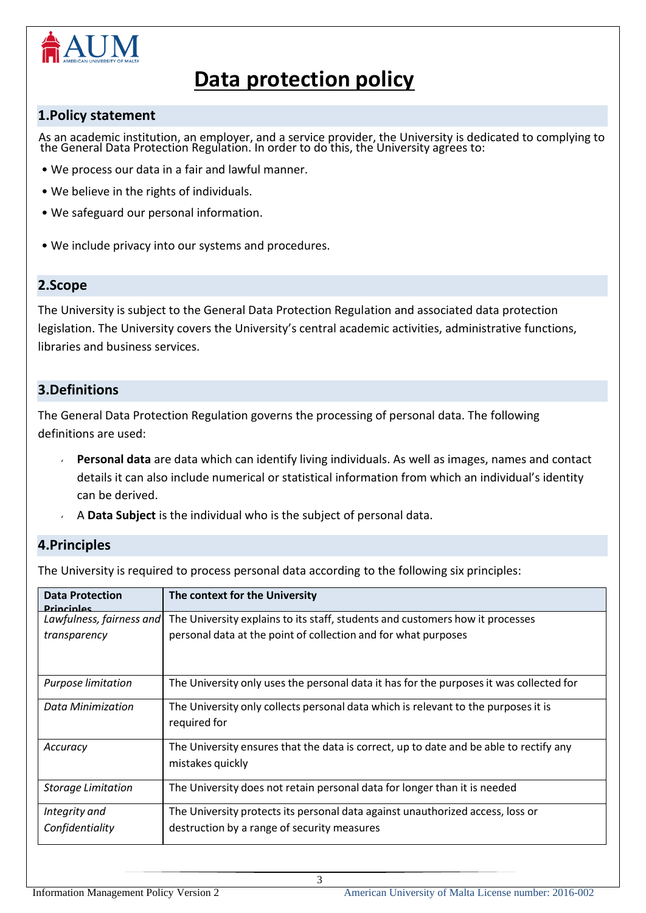# Data protection policy

## 1.Policy statement

As an academic institution, an employer, and a service provider, the University is dedicated to complying to the General Data Protection Regulation. In order to do this, the University agrees to:

- We process our data in a fair and lawful manner.
- We believe in the rights of individuals.
- We safeguard our personal information.
- We include privacy into our systems and procedures.

## 2.Scope

The University is subject to the General Data Protection Regulation and associated data protection legislation. The University covers the University's central academic activities, administrative functions, libraries and business services.

## 3.Definitions

The General Data Protection Regulation governs the processing of personal data. The following definitions are used:

- **Personal data** are data which can identify living individuals. As well as images, names and contact details it can also include numerical or statistical information from which an individual's identity can be derived.
- A **Data Subject** is the individual who is the subject of personal data.

## 4.Principles

The University is required to process personal data according to the following six principles:

| Data Protection Principles | The context for the University |
|---|---|
| *Lawfulness, fairness and transparency* | The University explains to its staff, students and customers how it processes personal data at the point of collection and for what purposes |
| *Purpose limitation* | The University only uses the personal data it has for the purposes it was collected for |
| *Data Minimization* | The University only collects personal data which is relevant to the purposes it is required for |
| *Accuracy* | The University ensures that the data is correct, up to date and be able to rectify any mistakes quickly |
| *Storage Limitation* | The University does not retain personal data for longer than it is needed |
| *Integrity and Confidentiality* | The University protects its personal data against unauthorized access, loss or destruction by a range of security measures |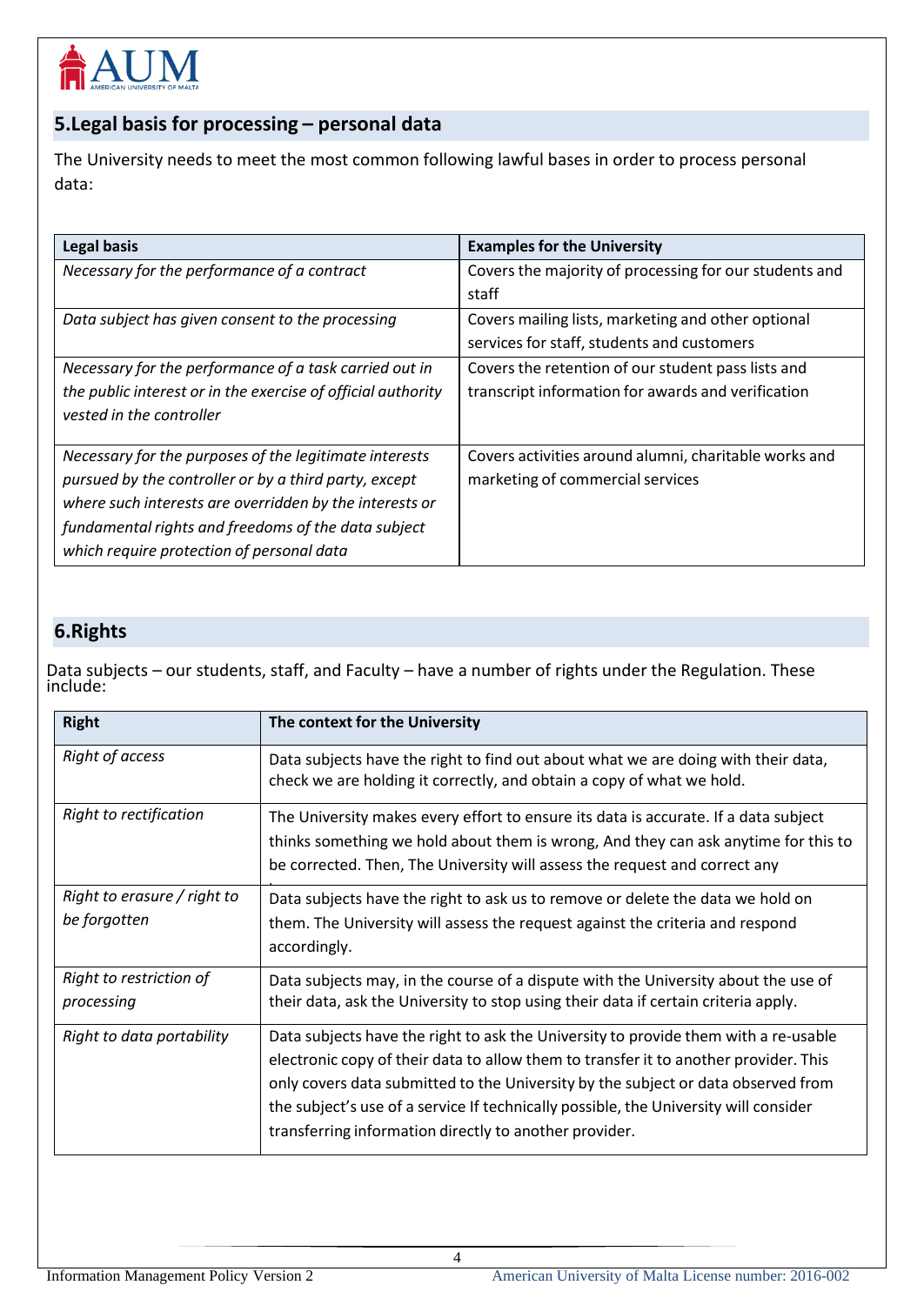## 5.Legal basis for processing – personal data

The University needs to meet the most common following lawful bases in order to process personal data:

| Legal basis | Examples for the University |
|---|---|
| *Necessary for the performance of a contract* | Covers the majority of processing for our students and staff |
| *Data subject has given consent to the processing* | Covers mailing lists, marketing and other optional services for staff, students and customers |
| *Necessary for the performance of a task carried out in the public interest or in the exercise of official authority vested in the controller* | Covers the retention of our student pass lists and transcript information for awards and verification |
| *Necessary for the purposes of the legitimate interests pursued by the controller or by a third party, except where such interests are overridden by the interests or fundamental rights and freedoms of the data subject which require protection of personal data* | Covers activities around alumni, charitable works and marketing of commercial services |

## 6.Rights

Data subjects – our students, staff, and Faculty – have a number of rights under the Regulation. These include:

| Right | The context for the University |
|---|---|
| *Right of access* | Data subjects have the right to find out about what we are doing with their data, check we are holding it correctly, and obtain a copy of what we hold. |
| *Right to rectification* | The University makes every effort to ensure its data is accurate. If a data subject thinks something we hold about them is wrong, And they can ask anytime for this to be corrected. Then, The University will assess the request and correct any |
| *Right to erasure / right to be forgotten* | Data subjects have the right to ask us to remove or delete the data we hold on them. The University will assess the request against the criteria and respond accordingly. |
| *Right to restriction of processing* | Data subjects may, in the course of a dispute with the University about the use of their data, ask the University to stop using their data if certain criteria apply. |
| *Right to data portability* | Data subjects have the right to ask the University to provide them with a re-usable electronic copy of their data to allow them to transfer it to another provider. This only covers data submitted to the University by the subject or data observed from the subject's use of a service If technically possible, the University will consider transferring information directly to another provider. |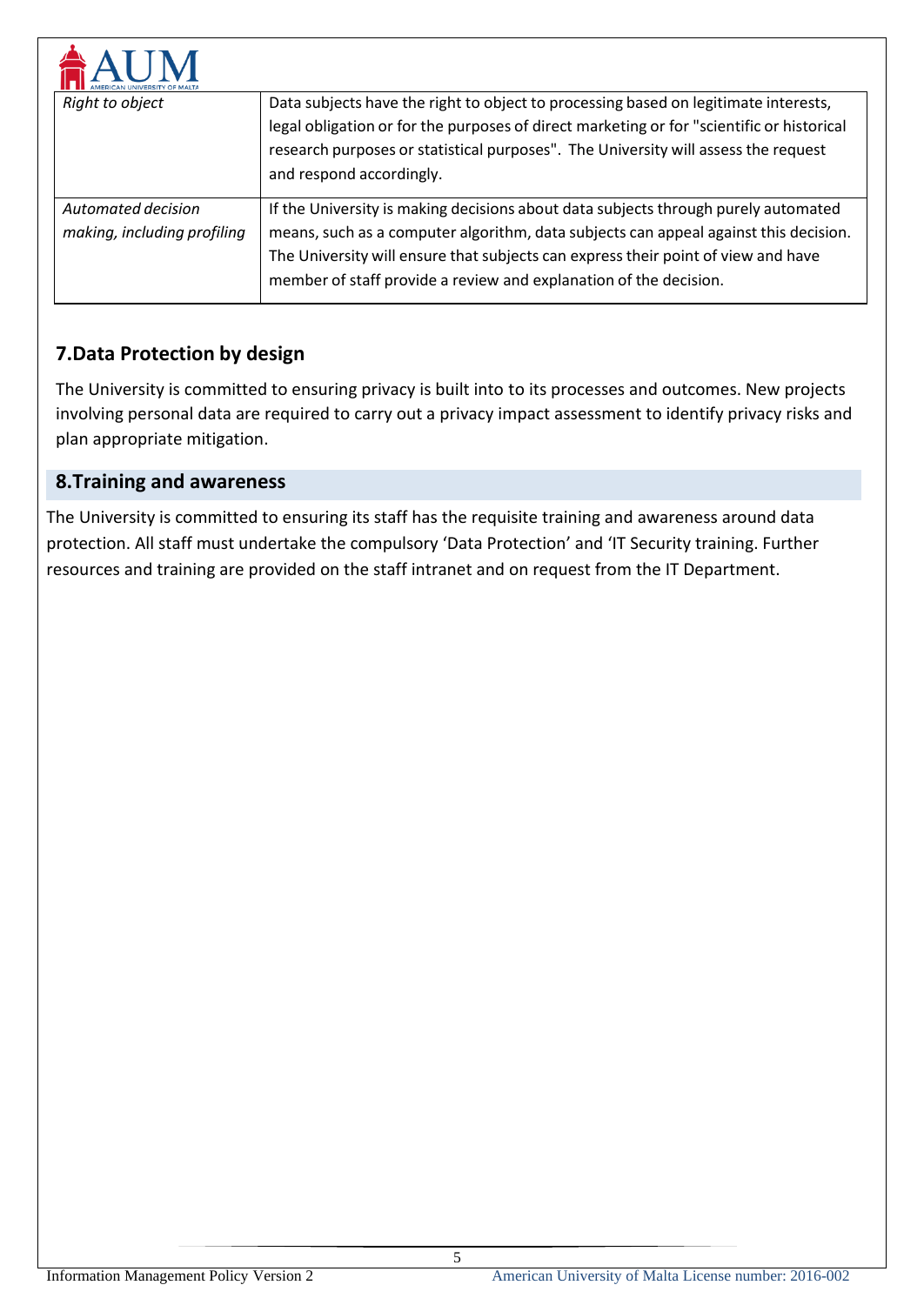| | |
|---|---|
| *Right to object* | Data subjects have the right to object to processing based on legitimate interests, legal obligation or for the purposes of direct marketing or for "scientific or historical research purposes or statistical purposes". The University will assess the request and respond accordingly. |
| *Automated decision making, including profiling* | If the University is making decisions about data subjects through purely automated means, such as a computer algorithm, data subjects can appeal against this decision. The University will ensure that subjects can express their point of view and have member of staff provide a review and explanation of the decision. |

## 7.Data Protection by design

The University is committed to ensuring privacy is built into to its processes and outcomes. New projects involving personal data are required to carry out a privacy impact assessment to identify privacy risks and plan appropriate mitigation.

## 8.Training and awareness

The University is committed to ensuring its staff has the requisite training and awareness around data protection. All staff must undertake the compulsory 'Data Protection' and 'IT Security training. Further resources and training are provided on the staff intranet and on request from the IT Department.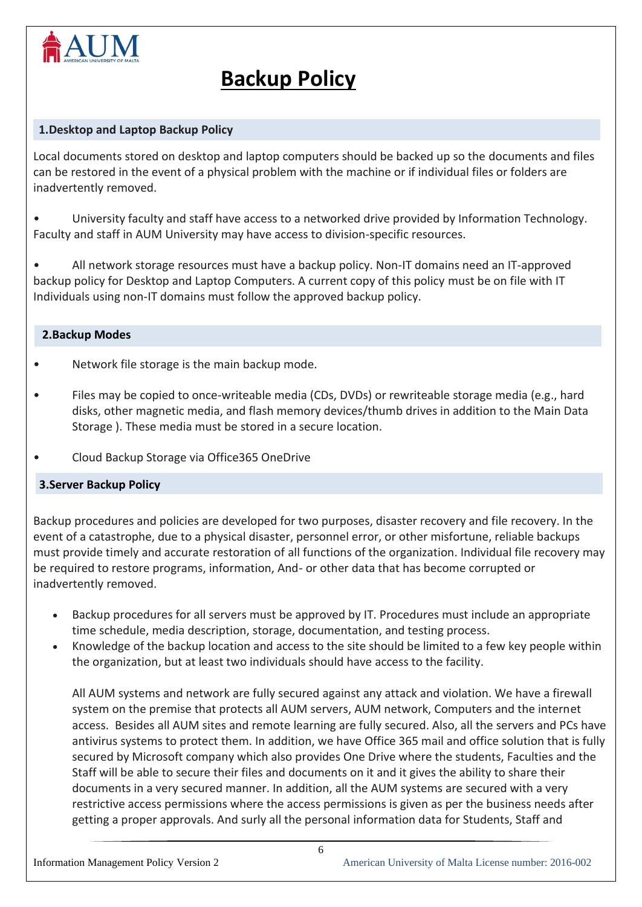# Backup Policy

## 1.Desktop and Laptop Backup Policy

Local documents stored on desktop and laptop computers should be backed up so the documents and files can be restored in the event of a physical problem with the machine or if individual files or folders are inadvertently removed.

- University faculty and staff have access to a networked drive provided by Information Technology. Faculty and staff in AUM University may have access to division-specific resources.

- All network storage resources must have a backup policy. Non-IT domains need an IT-approved backup policy for Desktop and Laptop Computers. A current copy of this policy must be on file with IT Individuals using non-IT domains must follow the approved backup policy.

## 2.Backup Modes

- Network file storage is the main backup mode.
- Files may be copied to once-writeable media (CDs, DVDs) or rewriteable storage media (e.g., hard disks, other magnetic media, and flash memory devices/thumb drives in addition to the Main Data Storage ). These media must be stored in a secure location.
- Cloud Backup Storage via Office365 OneDrive

## 3.Server Backup Policy

Backup procedures and policies are developed for two purposes, disaster recovery and file recovery. In the event of a catastrophe, due to a physical disaster, personnel error, or other misfortune, reliable backups must provide timely and accurate restoration of all functions of the organization. Individual file recovery may be required to restore programs, information, And- or other data that has become corrupted or inadvertently removed.

- Backup procedures for all servers must be approved by IT. Procedures must include an appropriate time schedule, media description, storage, documentation, and testing process.
- Knowledge of the backup location and access to the site should be limited to a few key people within the organization, but at least two individuals should have access to the facility.

  All AUM systems and network are fully secured against any attack and violation. We have a firewall system on the premise that protects all AUM servers, AUM network, Computers and the internet access. Besides all AUM sites and remote learning are fully secured. Also, all the servers and PCs have antivirus systems to protect them. In addition, we have Office 365 mail and office solution that is fully secured by Microsoft company which also provides One Drive where the students, Faculties and the Staff will be able to secure their files and documents on it and it gives the ability to share their documents in a very secured manner. In addition, all the AUM systems are secured with a very restrictive access permissions where the access permissions is given as per the business needs after getting a proper approvals. And surly all the personal information data for Students, Staff and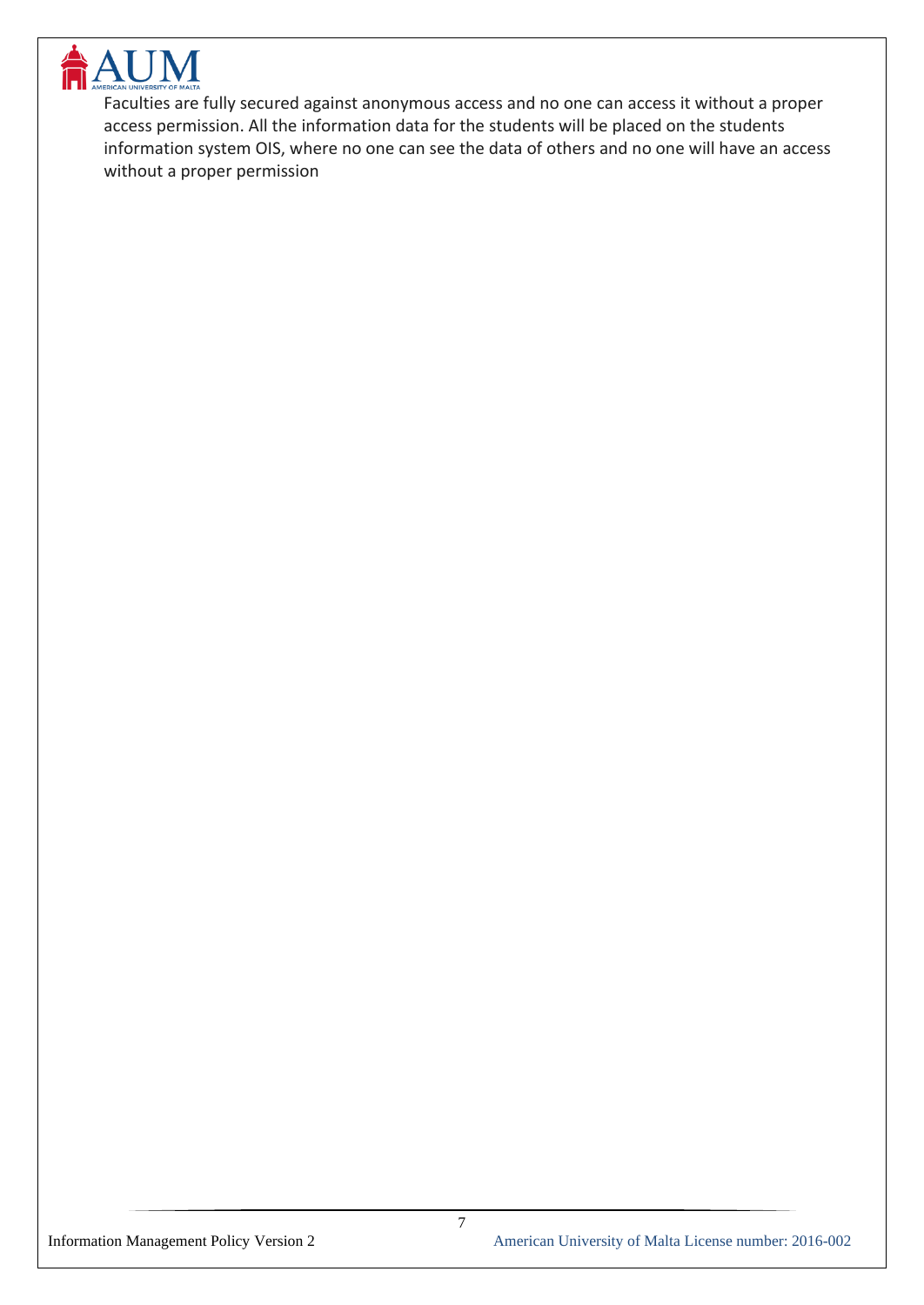Faculties are fully secured against anonymous access and no one can access it without a proper access permission. All the information data for the students will be placed on the students information system OIS, where no one can see the data of others and no one will have an access without a proper permission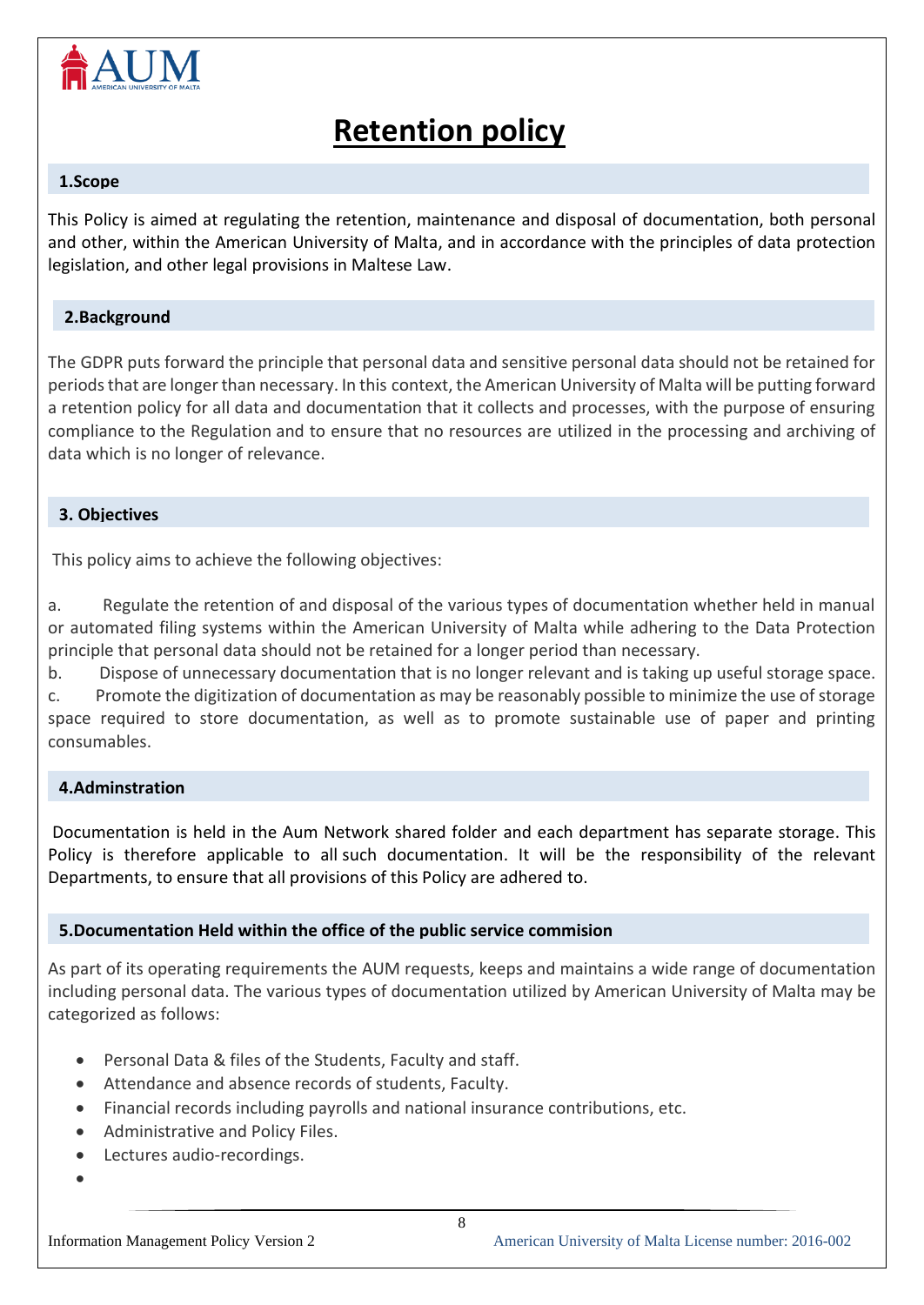# Retention policy

## 1.Scope

This Policy is aimed at regulating the retention, maintenance and disposal of documentation, both personal and other, within the American University of Malta, and in accordance with the principles of data protection legislation, and other legal provisions in Maltese Law.

## 2.Background

The GDPR puts forward the principle that personal data and sensitive personal data should not be retained for periods that are longer than necessary. In this context, the American University of Malta will be putting forward a retention policy for all data and documentation that it collects and processes, with the purpose of ensuring compliance to the Regulation and to ensure that no resources are utilized in the processing and archiving of data which is no longer of relevance.

## 3. Objectives

This policy aims to achieve the following objectives:

a. Regulate the retention of and disposal of the various types of documentation whether held in manual or automated filing systems within the American University of Malta while adhering to the Data Protection principle that personal data should not be retained for a longer period than necessary.

b. Dispose of unnecessary documentation that is no longer relevant and is taking up useful storage space.

c. Promote the digitization of documentation as may be reasonably possible to minimize the use of storage space required to store documentation, as well as to promote sustainable use of paper and printing consumables.

## 4.Adminstration

Documentation is held in the Aum Network shared folder and each department has separate storage. This Policy is therefore applicable to all such documentation. It will be the responsibility of the relevant Departments, to ensure that all provisions of this Policy are adhered to.

## 5.Documentation Held within the office of the public service commision

As part of its operating requirements the AUM requests, keeps and maintains a wide range of documentation including personal data. The various types of documentation utilized by American University of Malta may be categorized as follows:

- Personal Data & files of the Students, Faculty and staff.
- Attendance and absence records of students, Faculty.
- Financial records including payrolls and national insurance contributions, etc.
- Administrative and Policy Files.
- Lectures audio-recordings.
-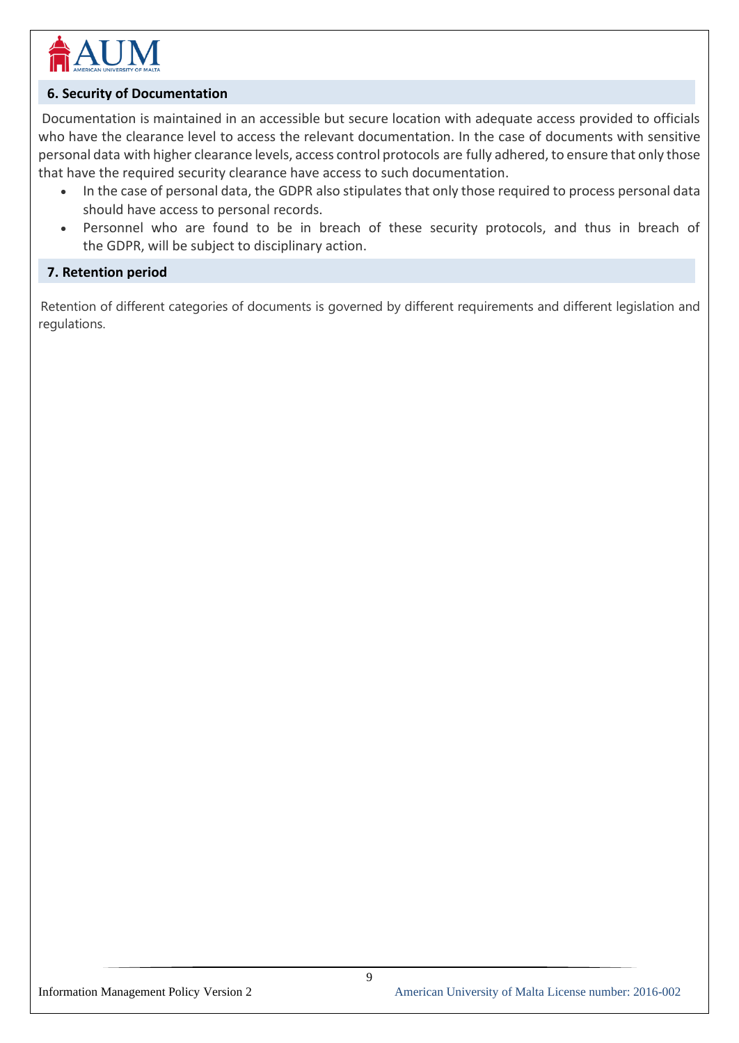## 6. Security of Documentation

Documentation is maintained in an accessible but secure location with adequate access provided to officials who have the clearance level to access the relevant documentation. In the case of documents with sensitive personal data with higher clearance levels, access control protocols are fully adhered, to ensure that only those that have the required security clearance have access to such documentation.

- In the case of personal data, the GDPR also stipulates that only those required to process personal data should have access to personal records.
- Personnel who are found to be in breach of these security protocols, and thus in breach of the GDPR, will be subject to disciplinary action.

## 7. Retention period

Retention of different categories of documents is governed by different requirements and different legislation and regulations.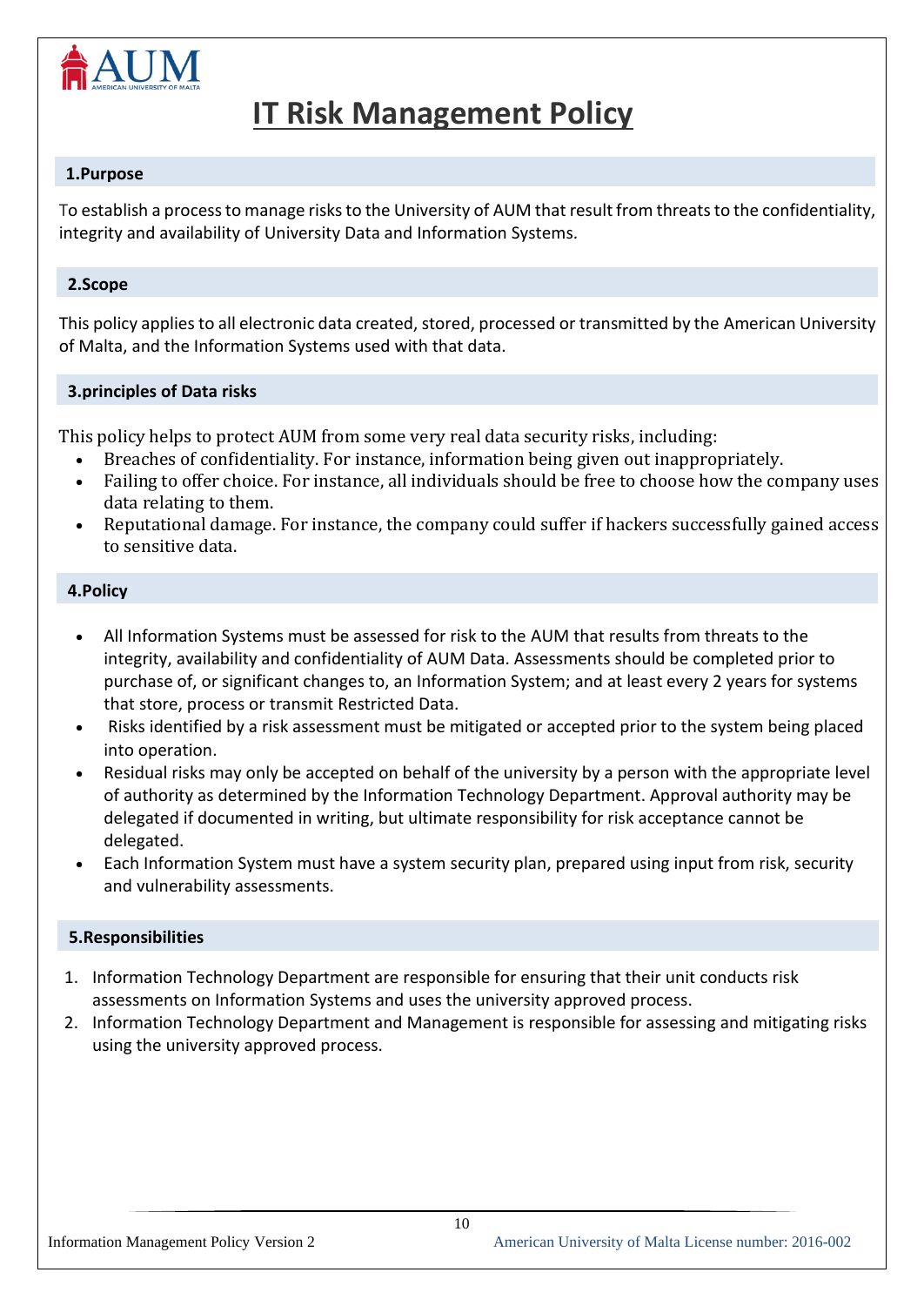# IT Risk Management Policy

## 1.Purpose

To establish a process to manage risks to the University of AUM that result from threats to the confidentiality, integrity and availability of University Data and Information Systems.

## 2.Scope

This policy applies to all electronic data created, stored, processed or transmitted by the American University of Malta, and the Information Systems used with that data.

## 3.principles of Data risks

This policy helps to protect AUM from some very real data security risks, including:

- Breaches of confidentiality. For instance, information being given out inappropriately.
- Failing to offer choice. For instance, all individuals should be free to choose how the company uses data relating to them.
- Reputational damage. For instance, the company could suffer if hackers successfully gained access to sensitive data.

## 4.Policy

- All Information Systems must be assessed for risk to the AUM that results from threats to the integrity, availability and confidentiality of AUM Data. Assessments should be completed prior to purchase of, or significant changes to, an Information System; and at least every 2 years for systems that store, process or transmit Restricted Data.
- Risks identified by a risk assessment must be mitigated or accepted prior to the system being placed into operation.
- Residual risks may only be accepted on behalf of the university by a person with the appropriate level of authority as determined by the Information Technology Department. Approval authority may be delegated if documented in writing, but ultimate responsibility for risk acceptance cannot be delegated.
- Each Information System must have a system security plan, prepared using input from risk, security and vulnerability assessments.

## 5.Responsibilities

1. Information Technology Department are responsible for ensuring that their unit conducts risk assessments on Information Systems and uses the university approved process.
2. Information Technology Department and Management is responsible for assessing and mitigating risks using the university approved process.